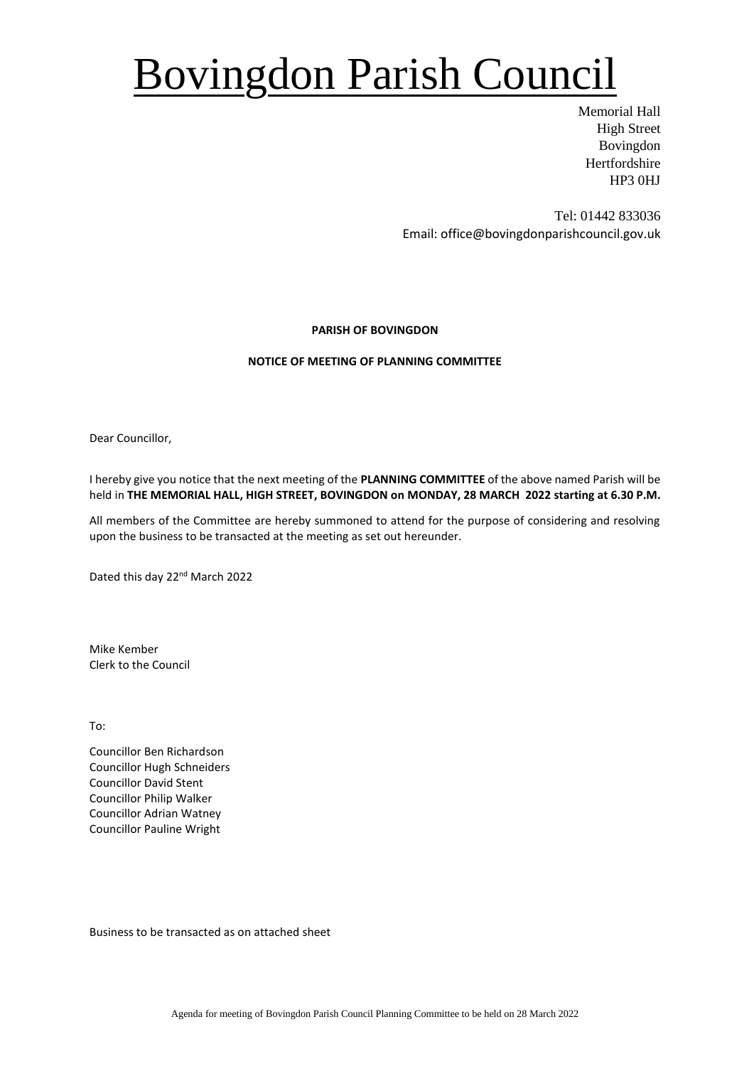# Bovingdon Parish Council

Memorial Hall
High Street
Bovingdon
Hertfordshire
HP3 0HJ

Tel: 01442 833036
Email: office@bovingdonparishcouncil.gov.uk

**PARISH OF BOVINGDON**

**NOTICE OF MEETING OF PLANNING COMMITTEE**

Dear Councillor,

I hereby give you notice that the next meeting of the **PLANNING COMMITTEE** of the above named Parish will be held in **THE MEMORIAL HALL, HIGH STREET, BOVINGDON on MONDAY, 28 MARCH 2022 starting at 6.30 P.M.**

All members of the Committee are hereby summoned to attend for the purpose of considering and resolving upon the business to be transacted at the meeting as set out hereunder.

Dated this day 22nd March 2022

Mike Kember
Clerk to the Council

To:

Councillor Ben Richardson
Councillor Hugh Schneiders
Councillor David Stent
Councillor Philip Walker
Councillor Adrian Watney
Councillor Pauline Wright

Business to be transacted as on attached sheet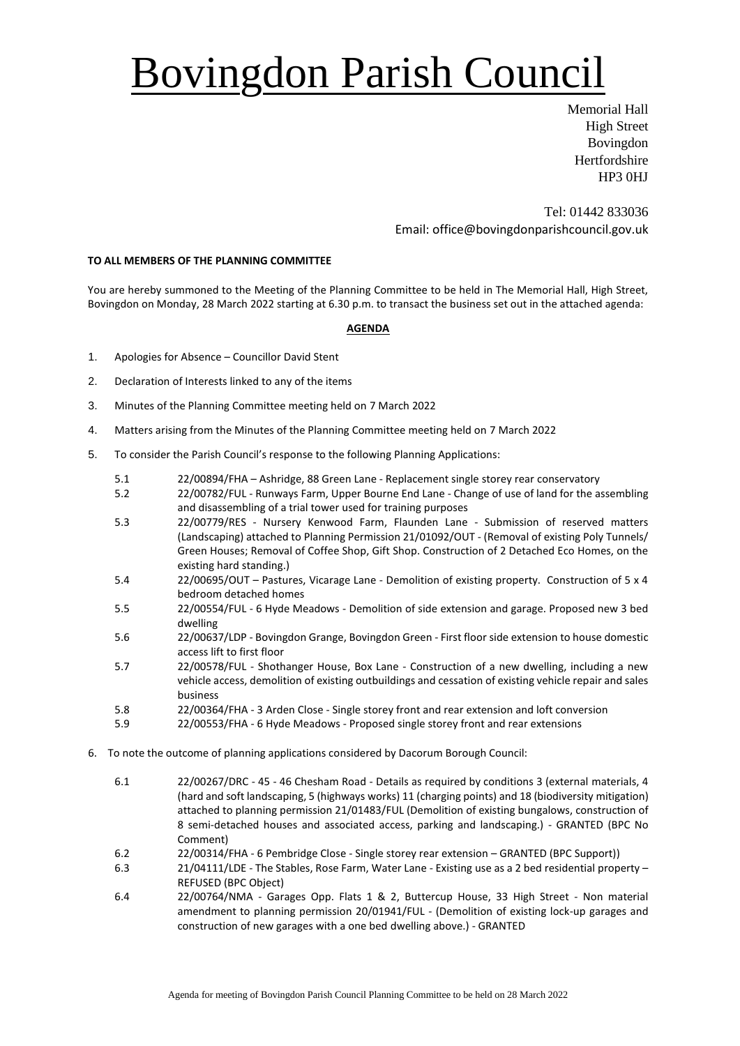# Bovingdon Parish Council

Memorial Hall
High Street
Bovingdon
Hertfordshire
HP3 0HJ

Tel: 01442 833036
Email: office@bovingdonparishcouncil.gov.uk

**TO ALL MEMBERS OF THE PLANNING COMMITTEE**

You are hereby summoned to the Meeting of the Planning Committee to be held in The Memorial Hall, High Street, Bovingdon on Monday, 28 March 2022 starting at 6.30 p.m. to transact the business set out in the attached agenda:

**AGENDA**

1. Apologies for Absence – Councillor David Stent
2. Declaration of Interests linked to any of the items
3. Minutes of the Planning Committee meeting held on 7 March 2022
4. Matters arising from the Minutes of the Planning Committee meeting held on 7 March 2022
5. To consider the Parish Council's response to the following Planning Applications:

   5.1 22/00894/FHA – Ashridge, 88 Green Lane - Replacement single storey rear conservatory

   5.2 22/00782/FUL - Runways Farm, Upper Bourne End Lane - Change of use of land for the assembling and disassembling of a trial tower used for training purposes

   5.3 22/00779/RES - Nursery Kenwood Farm, Flaunden Lane - Submission of reserved matters (Landscaping) attached to Planning Permission 21/01092/OUT - (Removal of existing Poly Tunnels/ Green Houses; Removal of Coffee Shop, Gift Shop. Construction of 2 Detached Eco Homes, on the existing hard standing.)

   5.4 22/00695/OUT – Pastures, Vicarage Lane - Demolition of existing property. Construction of 5 x 4 bedroom detached homes

   5.5 22/00554/FUL - 6 Hyde Meadows - Demolition of side extension and garage. Proposed new 3 bed dwelling

   5.6 22/00637/LDP - Bovingdon Grange, Bovingdon Green - First floor side extension to house domestic access lift to first floor

   5.7 22/00578/FUL - Shothanger House, Box Lane - Construction of a new dwelling, including a new vehicle access, demolition of existing outbuildings and cessation of existing vehicle repair and sales business

   5.8 22/00364/FHA - 3 Arden Close - Single storey front and rear extension and loft conversion

   5.9 22/00553/FHA - 6 Hyde Meadows - Proposed single storey front and rear extensions

6. To note the outcome of planning applications considered by Dacorum Borough Council:

   6.1 22/00267/DRC - 45 - 46 Chesham Road - Details as required by conditions 3 (external materials, 4 (hard and soft landscaping, 5 (highways works) 11 (charging points) and 18 (biodiversity mitigation) attached to planning permission 21/01483/FUL (Demolition of existing bungalows, construction of 8 semi-detached houses and associated access, parking and landscaping.) - GRANTED (BPC No Comment)

   6.2 22/00314/FHA - 6 Pembridge Close - Single storey rear extension – GRANTED (BPC Support))

   6.3 21/04111/LDE - The Stables, Rose Farm, Water Lane - Existing use as a 2 bed residential property – REFUSED (BPC Object)

   6.4 22/00764/NMA - Garages Opp. Flats 1 & 2, Buttercup House, 33 High Street - Non material amendment to planning permission 20/01941/FUL - (Demolition of existing lock-up garages and construction of new garages with a one bed dwelling above.) - GRANTED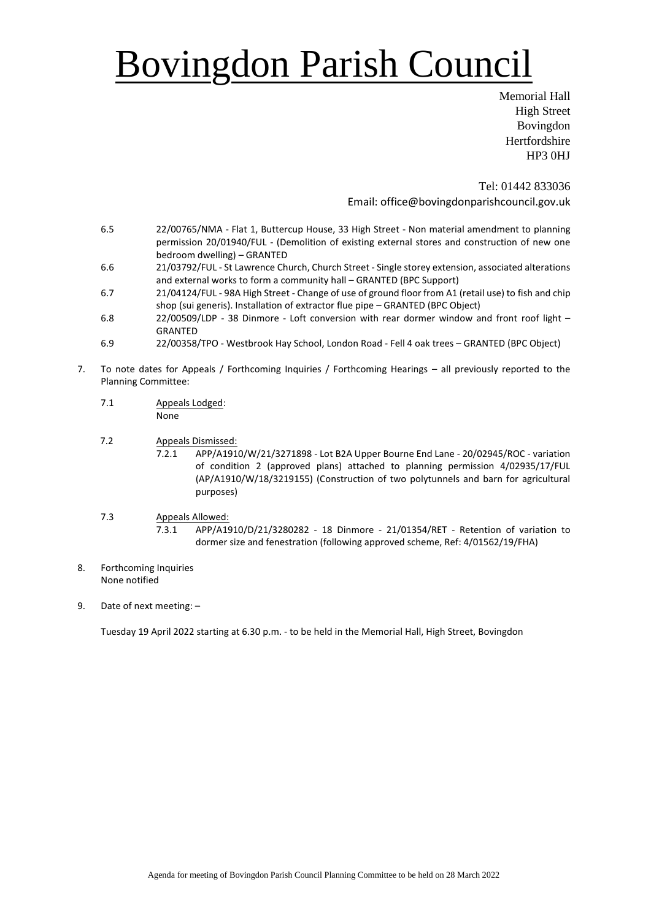# Bovingdon Parish Council

Memorial Hall
High Street
Bovingdon
Hertfordshire
HP3 0HJ

Tel: 01442 833036
Email: office@bovingdonparishcouncil.gov.uk

6.5 22/00765/NMA - Flat 1, Buttercup House, 33 High Street - Non material amendment to planning permission 20/01940/FUL - (Demolition of existing external stores and construction of new one bedroom dwelling) – GRANTED

6.6 21/03792/FUL - St Lawrence Church, Church Street - Single storey extension, associated alterations and external works to form a community hall – GRANTED (BPC Support)

6.7 21/04124/FUL - 98A High Street - Change of use of ground floor from A1 (retail use) to fish and chip shop (sui generis). Installation of extractor flue pipe – GRANTED (BPC Object)

6.8 22/00509/LDP - 38 Dinmore - Loft conversion with rear dormer window and front roof light – GRANTED

6.9 22/00358/TPO - Westbrook Hay School, London Road - Fell 4 oak trees – GRANTED (BPC Object)

7. To note dates for Appeals / Forthcoming Inquiries / Forthcoming Hearings – all previously reported to the Planning Committee:

   7.1 Appeals Lodged:
   None

   7.2 Appeals Dismissed:

   7.2.1 APP/A1910/W/21/3271898 - Lot B2A Upper Bourne End Lane - 20/02945/ROC - variation of condition 2 (approved plans) attached to planning permission 4/02935/17/FUL (AP/A1910/W/18/3219155) (Construction of two polytunnels and barn for agricultural purposes)

   7.3 Appeals Allowed:

   7.3.1 APP/A1910/D/21/3280282 - 18 Dinmore - 21/01354/RET - Retention of variation to dormer size and fenestration (following approved scheme, Ref: 4/01562/19/FHA)

8. Forthcoming Inquiries
   None notified

9. Date of next meeting: –

   Tuesday 19 April 2022 starting at 6.30 p.m. - to be held in the Memorial Hall, High Street, Bovingdon